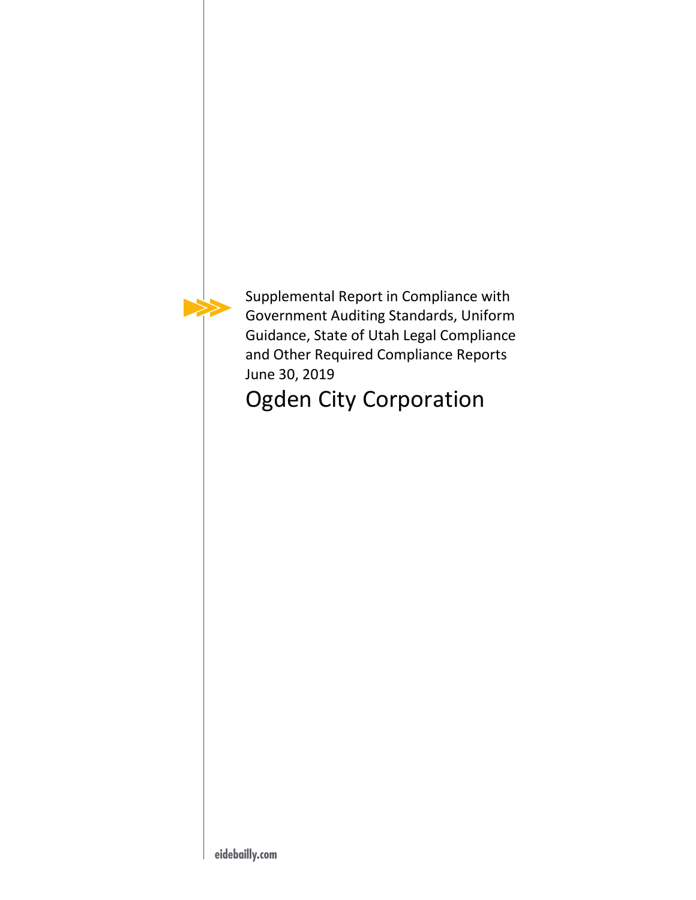Supplemental Report in Compliance with Government Auditing Standards, Uniform Guidance, State of Utah Legal Compliance and Other Required Compliance Reports

June 30, 2019

# Ogden City Corporation

eidebailly.com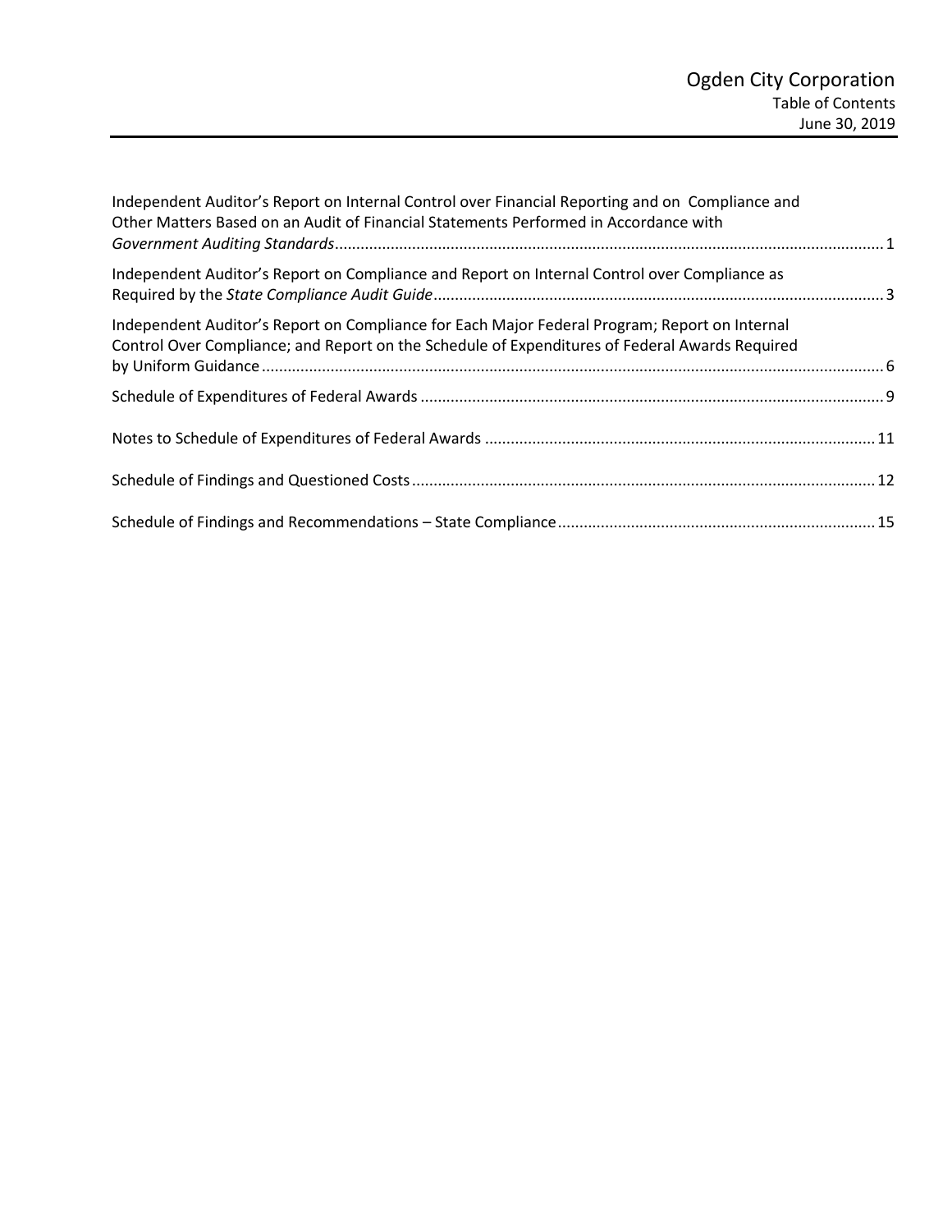# Ogden City Corporation

## Table of Contents

June 30, 2019

| | |
|---|---|
| Independent Auditor's Report on Internal Control over Financial Reporting and on Compliance and Other Matters Based on an Audit of Financial Statements Performed in Accordance with *Government Auditing Standards* | 1 |
| Independent Auditor's Report on Compliance and Report on Internal Control over Compliance as Required by the *State Compliance Audit Guide* | 3 |
| Independent Auditor's Report on Compliance for Each Major Federal Program; Report on Internal Control Over Compliance; and Report on the Schedule of Expenditures of Federal Awards Required by Uniform Guidance | 6 |
| Schedule of Expenditures of Federal Awards | 9 |
| Notes to Schedule of Expenditures of Federal Awards | 11 |
| Schedule of Findings and Questioned Costs | 12 |
| Schedule of Findings and Recommendations – State Compliance | 15 |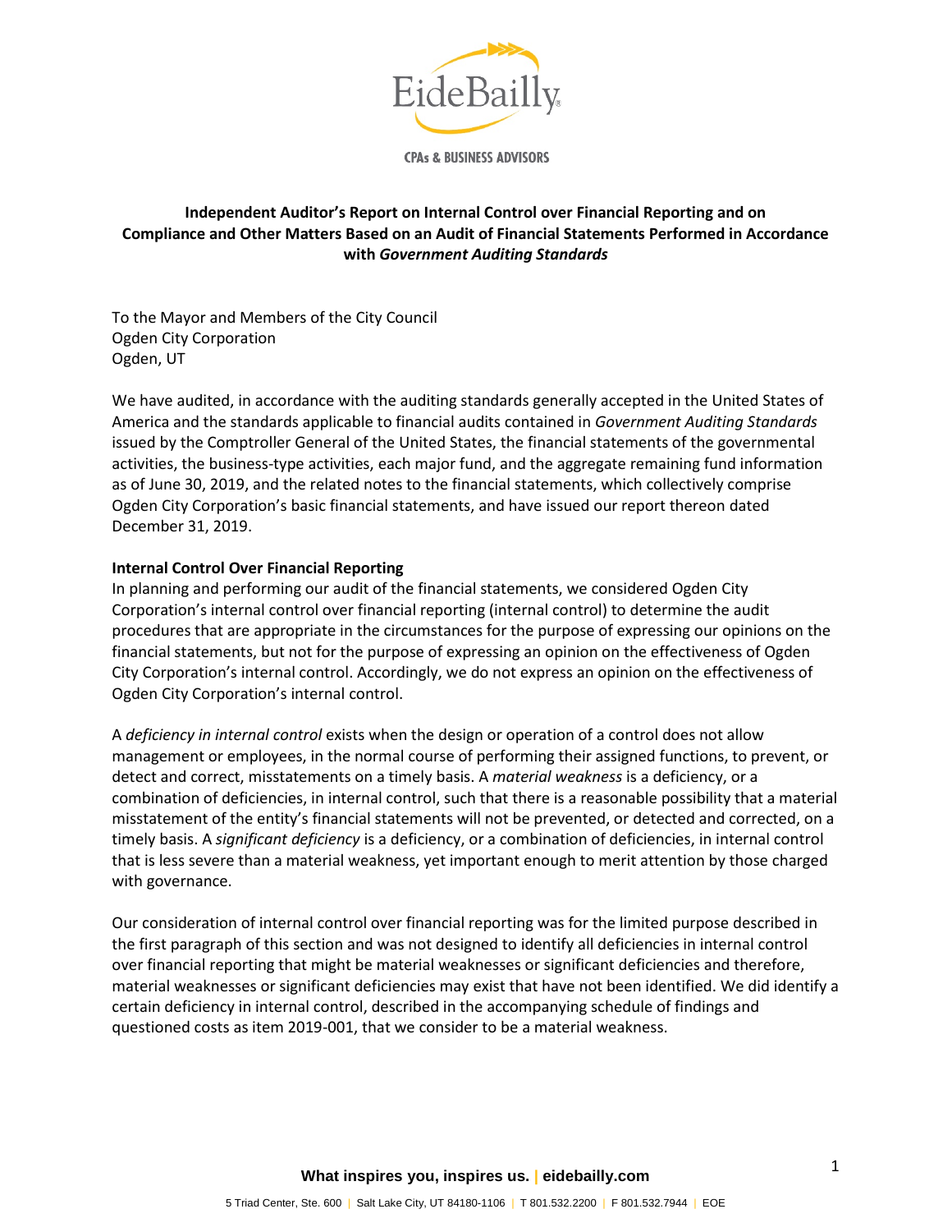**Independent Auditor's Report on Internal Control over Financial Reporting and on Compliance and Other Matters Based on an Audit of Financial Statements Performed in Accordance with *Government Auditing Standards***

To the Mayor and Members of the City Council
Ogden City Corporation
Ogden, UT

We have audited, in accordance with the auditing standards generally accepted in the United States of America and the standards applicable to financial audits contained in *Government Auditing Standards* issued by the Comptroller General of the United States, the financial statements of the governmental activities, the business-type activities, each major fund, and the aggregate remaining fund information as of June 30, 2019, and the related notes to the financial statements, which collectively comprise Ogden City Corporation's basic financial statements, and have issued our report thereon dated December 31, 2019.

**Internal Control Over Financial Reporting**

In planning and performing our audit of the financial statements, we considered Ogden City Corporation's internal control over financial reporting (internal control) to determine the audit procedures that are appropriate in the circumstances for the purpose of expressing our opinions on the financial statements, but not for the purpose of expressing an opinion on the effectiveness of Ogden City Corporation's internal control. Accordingly, we do not express an opinion on the effectiveness of Ogden City Corporation's internal control.

A *deficiency in internal control* exists when the design or operation of a control does not allow management or employees, in the normal course of performing their assigned functions, to prevent, or detect and correct, misstatements on a timely basis. A *material weakness* is a deficiency, or a combination of deficiencies, in internal control, such that there is a reasonable possibility that a material misstatement of the entity's financial statements will not be prevented, or detected and corrected, on a timely basis. A *significant deficiency* is a deficiency, or a combination of deficiencies, in internal control that is less severe than a material weakness, yet important enough to merit attention by those charged with governance.

Our consideration of internal control over financial reporting was for the limited purpose described in the first paragraph of this section and was not designed to identify all deficiencies in internal control over financial reporting that might be material weaknesses or significant deficiencies and therefore, material weaknesses or significant deficiencies may exist that have not been identified. We did identify a certain deficiency in internal control, described in the accompanying schedule of findings and questioned costs as item 2019-001, that we consider to be a material weakness.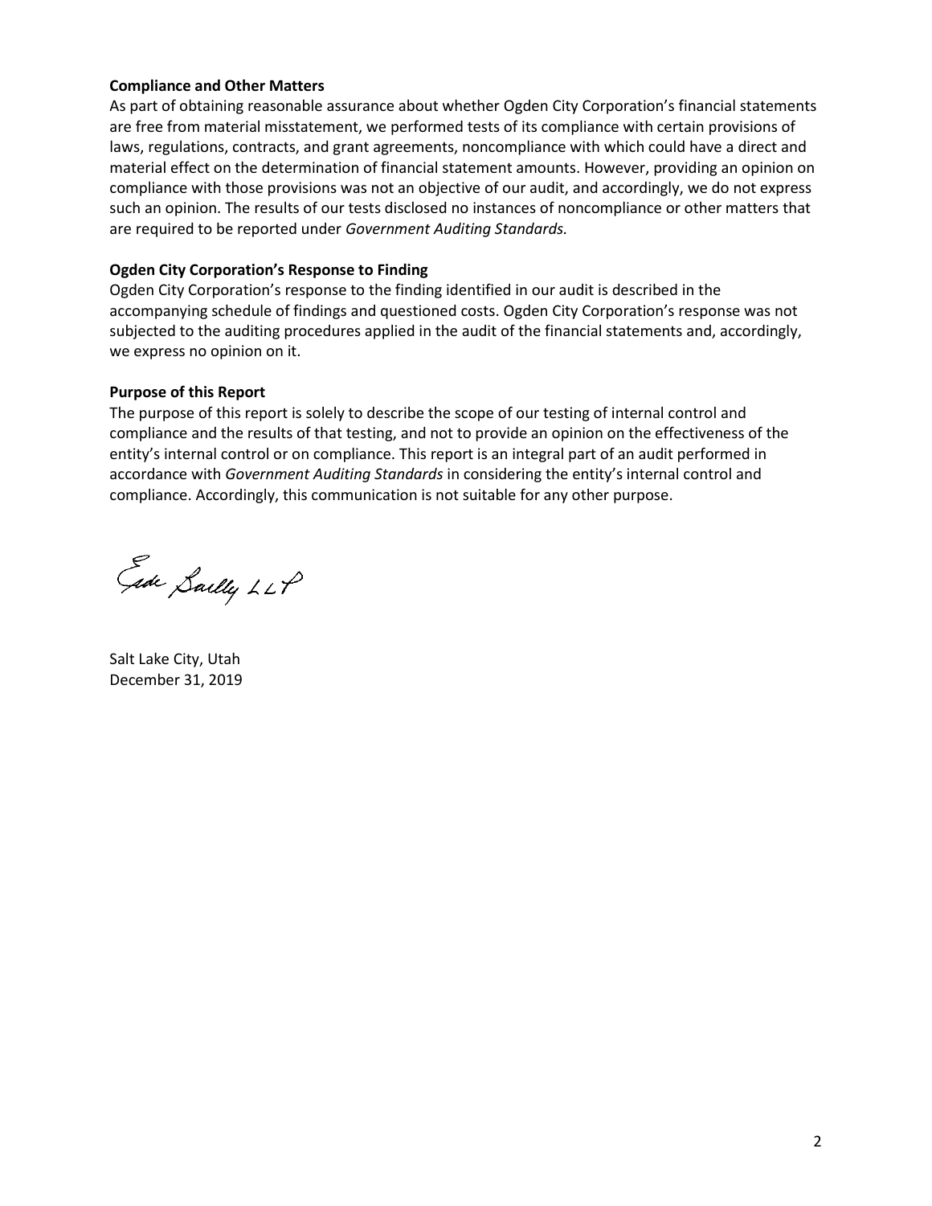**Compliance and Other Matters**

As part of obtaining reasonable assurance about whether Ogden City Corporation's financial statements are free from material misstatement, we performed tests of its compliance with certain provisions of laws, regulations, contracts, and grant agreements, noncompliance with which could have a direct and material effect on the determination of financial statement amounts. However, providing an opinion on compliance with those provisions was not an objective of our audit, and accordingly, we do not express such an opinion. The results of our tests disclosed no instances of noncompliance or other matters that are required to be reported under *Government Auditing Standards.*

**Ogden City Corporation's Response to Finding**

Ogden City Corporation's response to the finding identified in our audit is described in the accompanying schedule of findings and questioned costs. Ogden City Corporation's response was not subjected to the auditing procedures applied in the audit of the financial statements and, accordingly, we express no opinion on it.

**Purpose of this Report**

The purpose of this report is solely to describe the scope of our testing of internal control and compliance and the results of that testing, and not to provide an opinion on the effectiveness of the entity's internal control or on compliance. This report is an integral part of an audit performed in accordance with *Government Auditing Standards* in considering the entity's internal control and compliance. Accordingly, this communication is not suitable for any other purpose.

Eide Bailly LLP

Salt Lake City, Utah
December 31, 2019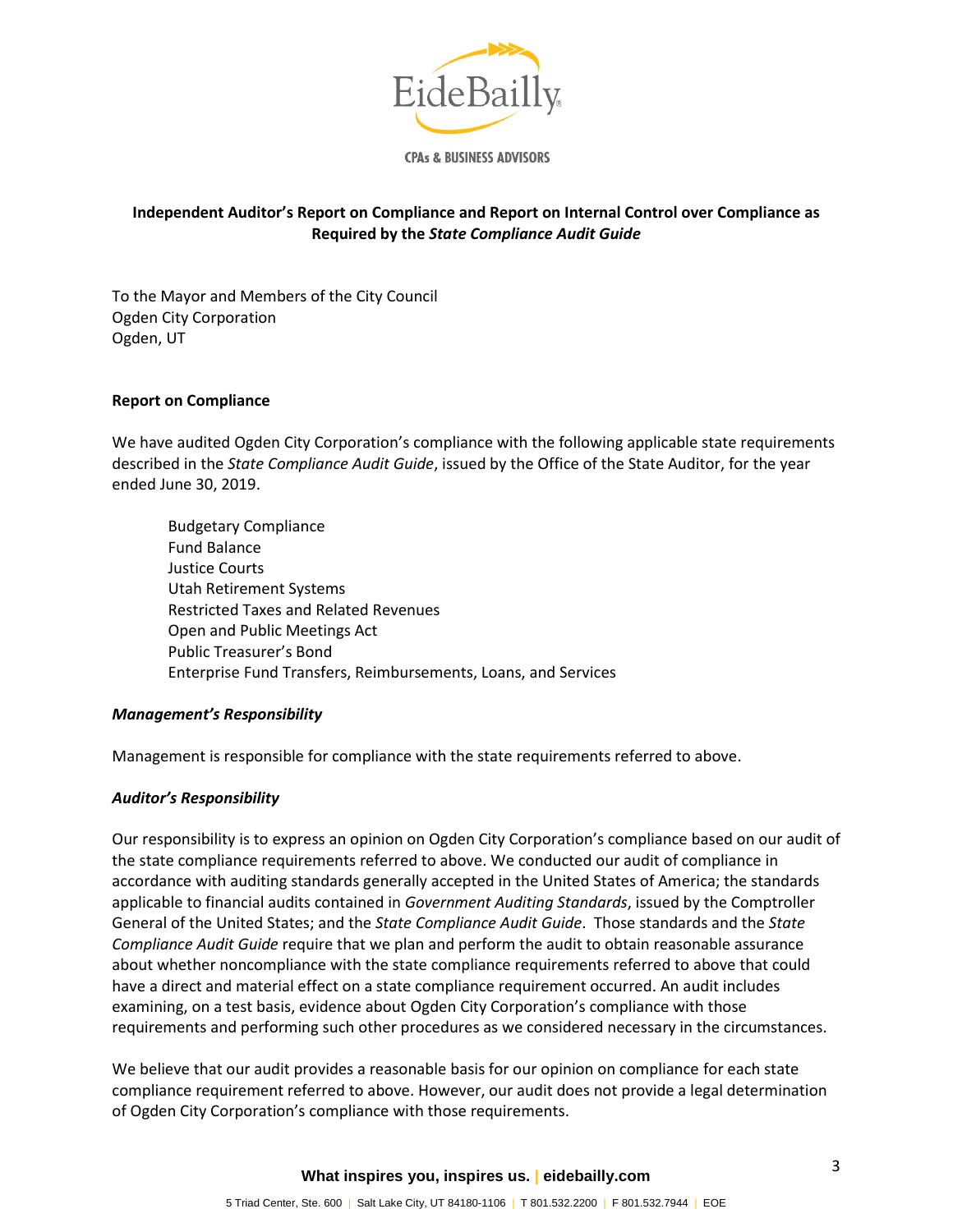EideBailly

CPAs & BUSINESS ADVISORS

**Independent Auditor's Report on Compliance and Report on Internal Control over Compliance as Required by the *State Compliance Audit Guide***

To the Mayor and Members of the City Council
Ogden City Corporation
Ogden, UT

**Report on Compliance**

We have audited Ogden City Corporation's compliance with the following applicable state requirements described in the *State Compliance Audit Guide*, issued by the Office of the State Auditor, for the year ended June 30, 2019.

Budgetary Compliance
Fund Balance
Justice Courts
Utah Retirement Systems
Restricted Taxes and Related Revenues
Open and Public Meetings Act
Public Treasurer's Bond
Enterprise Fund Transfers, Reimbursements, Loans, and Services

***Management's Responsibility***

Management is responsible for compliance with the state requirements referred to above.

***Auditor's Responsibility***

Our responsibility is to express an opinion on Ogden City Corporation's compliance based on our audit of the state compliance requirements referred to above. We conducted our audit of compliance in accordance with auditing standards generally accepted in the United States of America; the standards applicable to financial audits contained in *Government Auditing Standards*, issued by the Comptroller General of the United States; and the *State Compliance Audit Guide*. Those standards and the *State Compliance Audit Guide* require that we plan and perform the audit to obtain reasonable assurance about whether noncompliance with the state compliance requirements referred to above that could have a direct and material effect on a state compliance requirement occurred. An audit includes examining, on a test basis, evidence about Ogden City Corporation's compliance with those requirements and performing such other procedures as we considered necessary in the circumstances.

We believe that our audit provides a reasonable basis for our opinion on compliance for each state compliance requirement referred to above. However, our audit does not provide a legal determination of Ogden City Corporation's compliance with those requirements.

What inspires you, inspires us. | eidebailly.com

5 Triad Center, Ste. 600 | Salt Lake City, UT 84180-1106 | T 801.532.2200 | F 801.532.7944 | EOE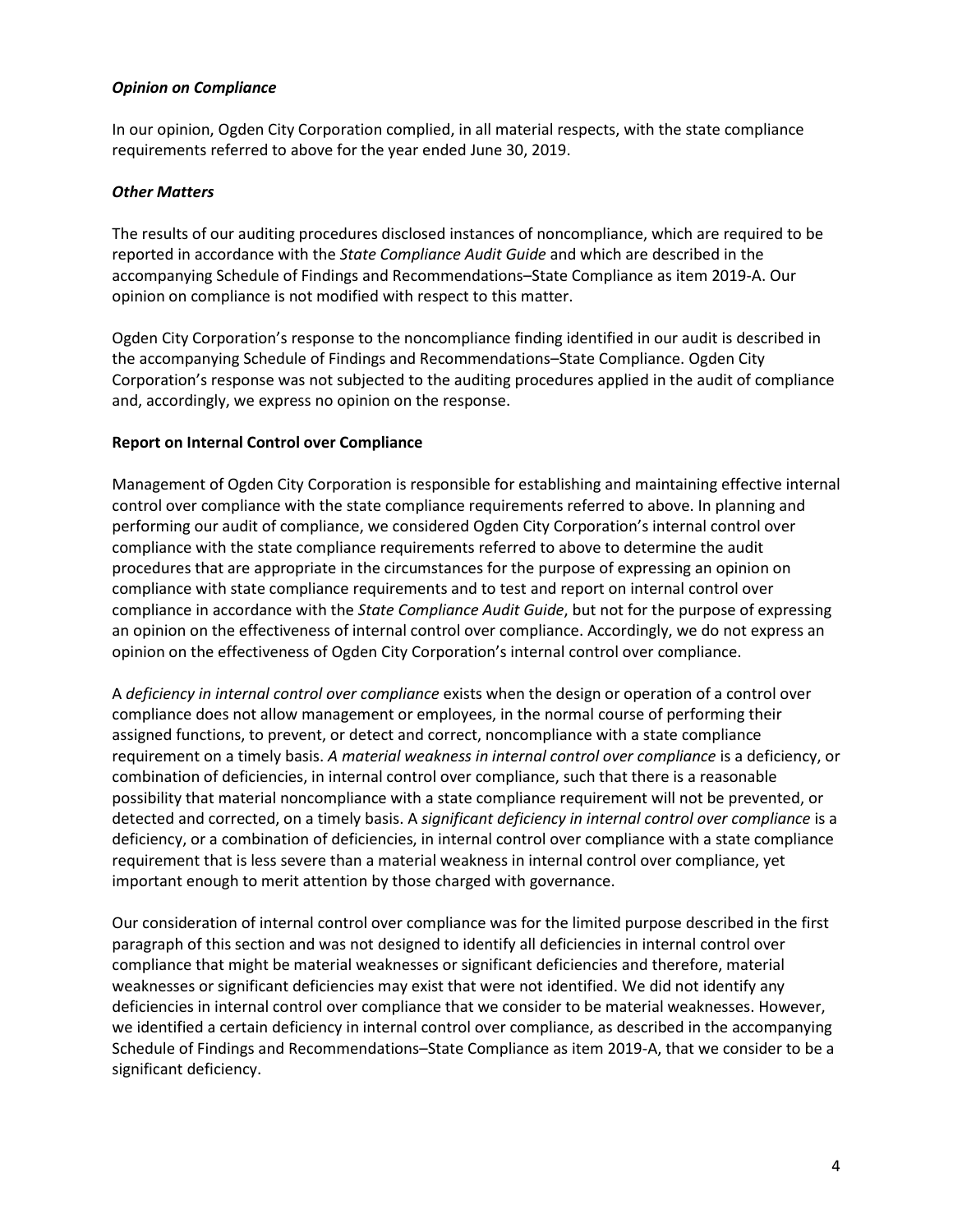### *Opinion on Compliance*

In our opinion, Ogden City Corporation complied, in all material respects, with the state compliance requirements referred to above for the year ended June 30, 2019.

### *Other Matters*

The results of our auditing procedures disclosed instances of noncompliance, which are required to be reported in accordance with the *State Compliance Audit Guide* and which are described in the accompanying Schedule of Findings and Recommendations–State Compliance as item 2019-A. Our opinion on compliance is not modified with respect to this matter.

Ogden City Corporation's response to the noncompliance finding identified in our audit is described in the accompanying Schedule of Findings and Recommendations–State Compliance. Ogden City Corporation's response was not subjected to the auditing procedures applied in the audit of compliance and, accordingly, we express no opinion on the response.

### **Report on Internal Control over Compliance**

Management of Ogden City Corporation is responsible for establishing and maintaining effective internal control over compliance with the state compliance requirements referred to above. In planning and performing our audit of compliance, we considered Ogden City Corporation's internal control over compliance with the state compliance requirements referred to above to determine the audit procedures that are appropriate in the circumstances for the purpose of expressing an opinion on compliance with state compliance requirements and to test and report on internal control over compliance in accordance with the *State Compliance Audit Guide*, but not for the purpose of expressing an opinion on the effectiveness of internal control over compliance. Accordingly, we do not express an opinion on the effectiveness of Ogden City Corporation's internal control over compliance.

A *deficiency in internal control over compliance* exists when the design or operation of a control over compliance does not allow management or employees, in the normal course of performing their assigned functions, to prevent, or detect and correct, noncompliance with a state compliance requirement on a timely basis. *A material weakness in internal control over compliance* is a deficiency, or combination of deficiencies, in internal control over compliance, such that there is a reasonable possibility that material noncompliance with a state compliance requirement will not be prevented, or detected and corrected, on a timely basis. A *significant deficiency in internal control over compliance* is a deficiency, or a combination of deficiencies, in internal control over compliance with a state compliance requirement that is less severe than a material weakness in internal control over compliance, yet important enough to merit attention by those charged with governance.

Our consideration of internal control over compliance was for the limited purpose described in the first paragraph of this section and was not designed to identify all deficiencies in internal control over compliance that might be material weaknesses or significant deficiencies and therefore, material weaknesses or significant deficiencies may exist that were not identified. We did not identify any deficiencies in internal control over compliance that we consider to be material weaknesses. However, we identified a certain deficiency in internal control over compliance, as described in the accompanying Schedule of Findings and Recommendations–State Compliance as item 2019-A, that we consider to be a significant deficiency.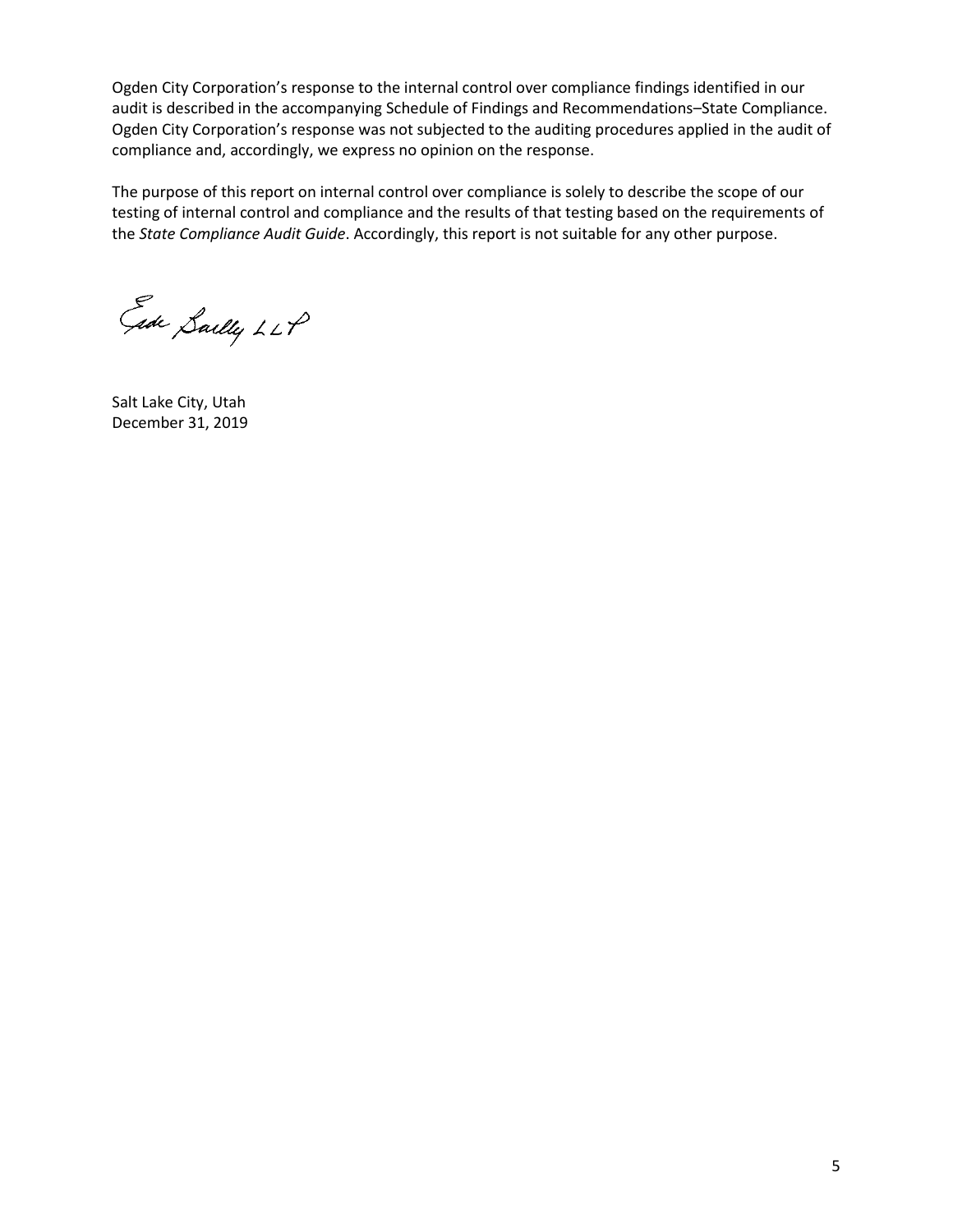Ogden City Corporation's response to the internal control over compliance findings identified in our audit is described in the accompanying Schedule of Findings and Recommendations–State Compliance. Ogden City Corporation's response was not subjected to the auditing procedures applied in the audit of compliance and, accordingly, we express no opinion on the response.

The purpose of this report on internal control over compliance is solely to describe the scope of our testing of internal control and compliance and the results of that testing based on the requirements of the *State Compliance Audit Guide*. Accordingly, this report is not suitable for any other purpose.

Eide Bailly LLP

Salt Lake City, Utah
December 31, 2019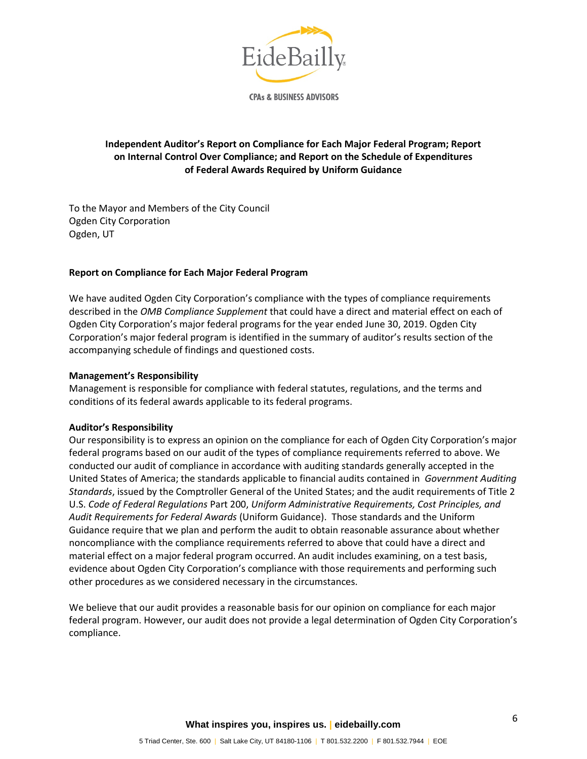**Independent Auditor's Report on Compliance for Each Major Federal Program; Report on Internal Control Over Compliance; and Report on the Schedule of Expenditures of Federal Awards Required by Uniform Guidance**

To the Mayor and Members of the City Council
Ogden City Corporation
Ogden, UT

## Report on Compliance for Each Major Federal Program

We have audited Ogden City Corporation's compliance with the types of compliance requirements described in the *OMB Compliance Supplement* that could have a direct and material effect on each of Ogden City Corporation's major federal programs for the year ended June 30, 2019. Ogden City Corporation's major federal program is identified in the summary of auditor's results section of the accompanying schedule of findings and questioned costs.

### Management's Responsibility

Management is responsible for compliance with federal statutes, regulations, and the terms and conditions of its federal awards applicable to its federal programs.

### Auditor's Responsibility

Our responsibility is to express an opinion on the compliance for each of Ogden City Corporation's major federal programs based on our audit of the types of compliance requirements referred to above. We conducted our audit of compliance in accordance with auditing standards generally accepted in the United States of America; the standards applicable to financial audits contained in *Government Auditing Standards*, issued by the Comptroller General of the United States; and the audit requirements of Title 2 U.S. *Code of Federal Regulations* Part 200, *Uniform Administrative Requirements, Cost Principles, and Audit Requirements for Federal Awards* (Uniform Guidance). Those standards and the Uniform Guidance require that we plan and perform the audit to obtain reasonable assurance about whether noncompliance with the compliance requirements referred to above that could have a direct and material effect on a major federal program occurred. An audit includes examining, on a test basis, evidence about Ogden City Corporation's compliance with those requirements and performing such other procedures as we considered necessary in the circumstances.

We believe that our audit provides a reasonable basis for our opinion on compliance for each major federal program. However, our audit does not provide a legal determination of Ogden City Corporation's compliance.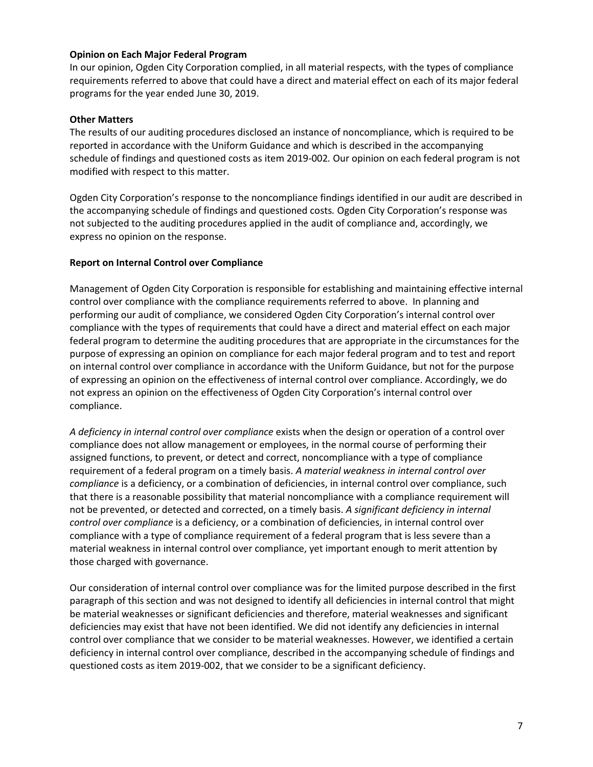**Opinion on Each Major Federal Program**

In our opinion, Ogden City Corporation complied, in all material respects, with the types of compliance requirements referred to above that could have a direct and material effect on each of its major federal programs for the year ended June 30, 2019.

**Other Matters**

The results of our auditing procedures disclosed an instance of noncompliance, which is required to be reported in accordance with the Uniform Guidance and which is described in the accompanying schedule of findings and questioned costs as item 2019-002*.* Our opinion on each federal program is not modified with respect to this matter.

Ogden City Corporation's response to the noncompliance findings identified in our audit are described in the accompanying schedule of findings and questioned costs*.* Ogden City Corporation's response was not subjected to the auditing procedures applied in the audit of compliance and, accordingly, we express no opinion on the response.

**Report on Internal Control over Compliance**

Management of Ogden City Corporation is responsible for establishing and maintaining effective internal control over compliance with the compliance requirements referred to above. In planning and performing our audit of compliance, we considered Ogden City Corporation's internal control over compliance with the types of requirements that could have a direct and material effect on each major federal program to determine the auditing procedures that are appropriate in the circumstances for the purpose of expressing an opinion on compliance for each major federal program and to test and report on internal control over compliance in accordance with the Uniform Guidance, but not for the purpose of expressing an opinion on the effectiveness of internal control over compliance. Accordingly, we do not express an opinion on the effectiveness of Ogden City Corporation's internal control over compliance.

*A deficiency in internal control over compliance* exists when the design or operation of a control over compliance does not allow management or employees, in the normal course of performing their assigned functions, to prevent, or detect and correct, noncompliance with a type of compliance requirement of a federal program on a timely basis. *A material weakness in internal control over compliance* is a deficiency, or a combination of deficiencies, in internal control over compliance, such that there is a reasonable possibility that material noncompliance with a compliance requirement will not be prevented, or detected and corrected, on a timely basis. *A significant deficiency in internal control over compliance* is a deficiency, or a combination of deficiencies, in internal control over compliance with a type of compliance requirement of a federal program that is less severe than a material weakness in internal control over compliance, yet important enough to merit attention by those charged with governance.

Our consideration of internal control over compliance was for the limited purpose described in the first paragraph of this section and was not designed to identify all deficiencies in internal control that might be material weaknesses or significant deficiencies and therefore, material weaknesses and significant deficiencies may exist that have not been identified. We did not identify any deficiencies in internal control over compliance that we consider to be material weaknesses. However, we identified a certain deficiency in internal control over compliance, described in the accompanying schedule of findings and questioned costs as item 2019-002, that we consider to be a significant deficiency.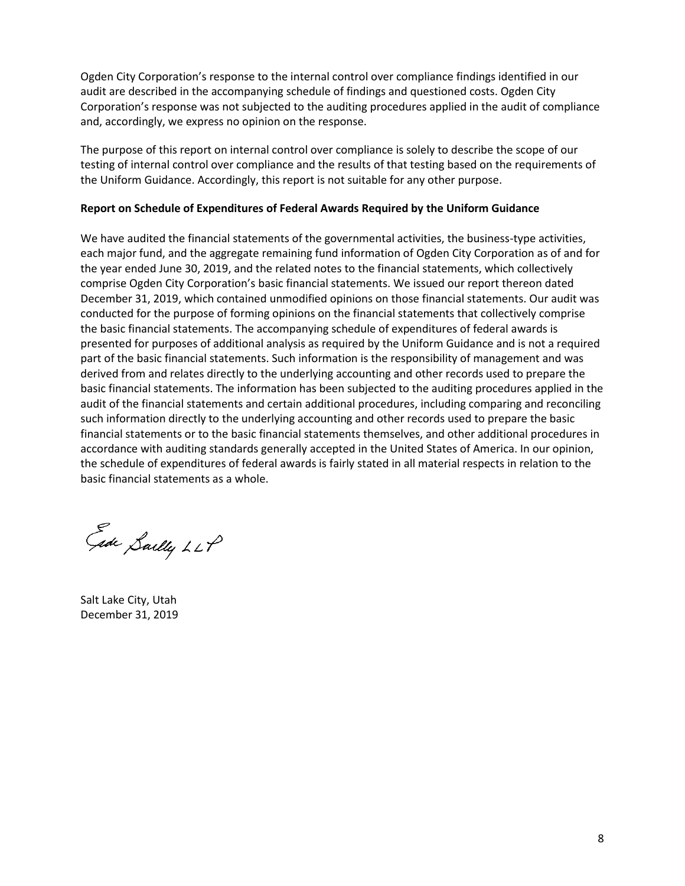Ogden City Corporation's response to the internal control over compliance findings identified in our audit are described in the accompanying schedule of findings and questioned costs. Ogden City Corporation's response was not subjected to the auditing procedures applied in the audit of compliance and, accordingly, we express no opinion on the response.

The purpose of this report on internal control over compliance is solely to describe the scope of our testing of internal control over compliance and the results of that testing based on the requirements of the Uniform Guidance. Accordingly, this report is not suitable for any other purpose.

**Report on Schedule of Expenditures of Federal Awards Required by the Uniform Guidance**

We have audited the financial statements of the governmental activities, the business-type activities, each major fund, and the aggregate remaining fund information of Ogden City Corporation as of and for the year ended June 30, 2019, and the related notes to the financial statements, which collectively comprise Ogden City Corporation's basic financial statements. We issued our report thereon dated December 31, 2019, which contained unmodified opinions on those financial statements. Our audit was conducted for the purpose of forming opinions on the financial statements that collectively comprise the basic financial statements. The accompanying schedule of expenditures of federal awards is presented for purposes of additional analysis as required by the Uniform Guidance and is not a required part of the basic financial statements. Such information is the responsibility of management and was derived from and relates directly to the underlying accounting and other records used to prepare the basic financial statements. The information has been subjected to the auditing procedures applied in the audit of the financial statements and certain additional procedures, including comparing and reconciling such information directly to the underlying accounting and other records used to prepare the basic financial statements or to the basic financial statements themselves, and other additional procedures in accordance with auditing standards generally accepted in the United States of America. In our opinion, the schedule of expenditures of federal awards is fairly stated in all material respects in relation to the basic financial statements as a whole.

Eide Bailly LLP

Salt Lake City, Utah
December 31, 2019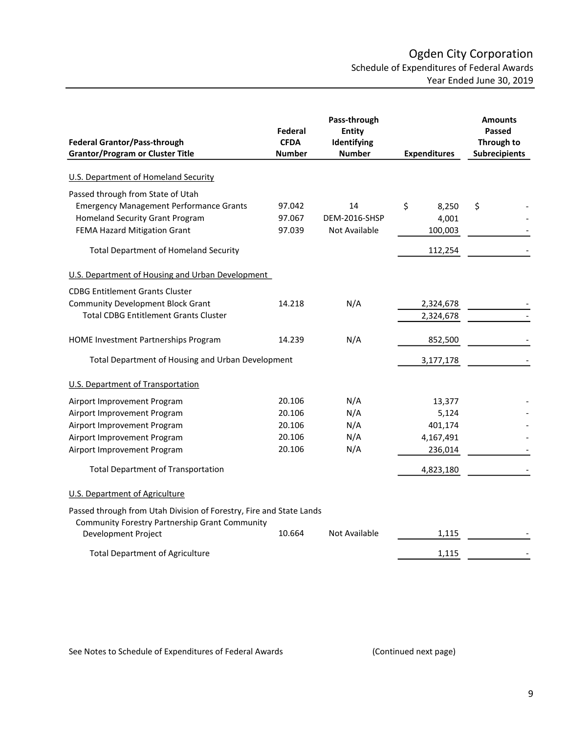# Ogden City Corporation

## Schedule of Expenditures of Federal Awards

Year Ended June 30, 2019

| Federal Grantor/Pass-through Grantor/Program or Cluster Title | Federal CFDA Number | Pass-through Entity Identifying Number | Expenditures | Amounts Passed Through to Subrecipients |
|---|---|---|---|---|
| U.S. Department of Homeland Security | | | | |
| Passed through from State of Utah | | | | |
| Emergency Management Performance Grants | 97.042 | 14 | $ 8,250 | $ - |
| Homeland Security Grant Program | 97.067 | DEM-2016-SHSP | 4,001 | - |
| FEMA Hazard Mitigation Grant | 97.039 | Not Available | 100,003 | - |
| Total Department of Homeland Security | | | 112,254 | - |
| U.S. Department of Housing and Urban Development | | | | |
| CDBG Entitlement Grants Cluster | | | | |
| Community Development Block Grant | 14.218 | N/A | 2,324,678 | - |
| Total CDBG Entitlement Grants Cluster | | | 2,324,678 | - |
| HOME Investment Partnerships Program | 14.239 | N/A | 852,500 | - |
| Total Department of Housing and Urban Development | | | 3,177,178 | - |
| U.S. Department of Transportation | | | | |
| Airport Improvement Program | 20.106 | N/A | 13,377 | - |
| Airport Improvement Program | 20.106 | N/A | 5,124 | - |
| Airport Improvement Program | 20.106 | N/A | 401,174 | - |
| Airport Improvement Program | 20.106 | N/A | 4,167,491 | - |
| Airport Improvement Program | 20.106 | N/A | 236,014 | - |
| Total Department of Transportation | | | 4,823,180 | - |
| U.S. Department of Agriculture | | | | |
| Passed through from Utah Division of Forestry, Fire and State Lands | | | | |
| Community Forestry Partnership Grant Community Development Project | 10.664 | Not Available | 1,115 | - |
| Total Department of Agriculture | | | 1,115 | - |

See Notes to Schedule of Expenditures of Federal Awards (Continued next page)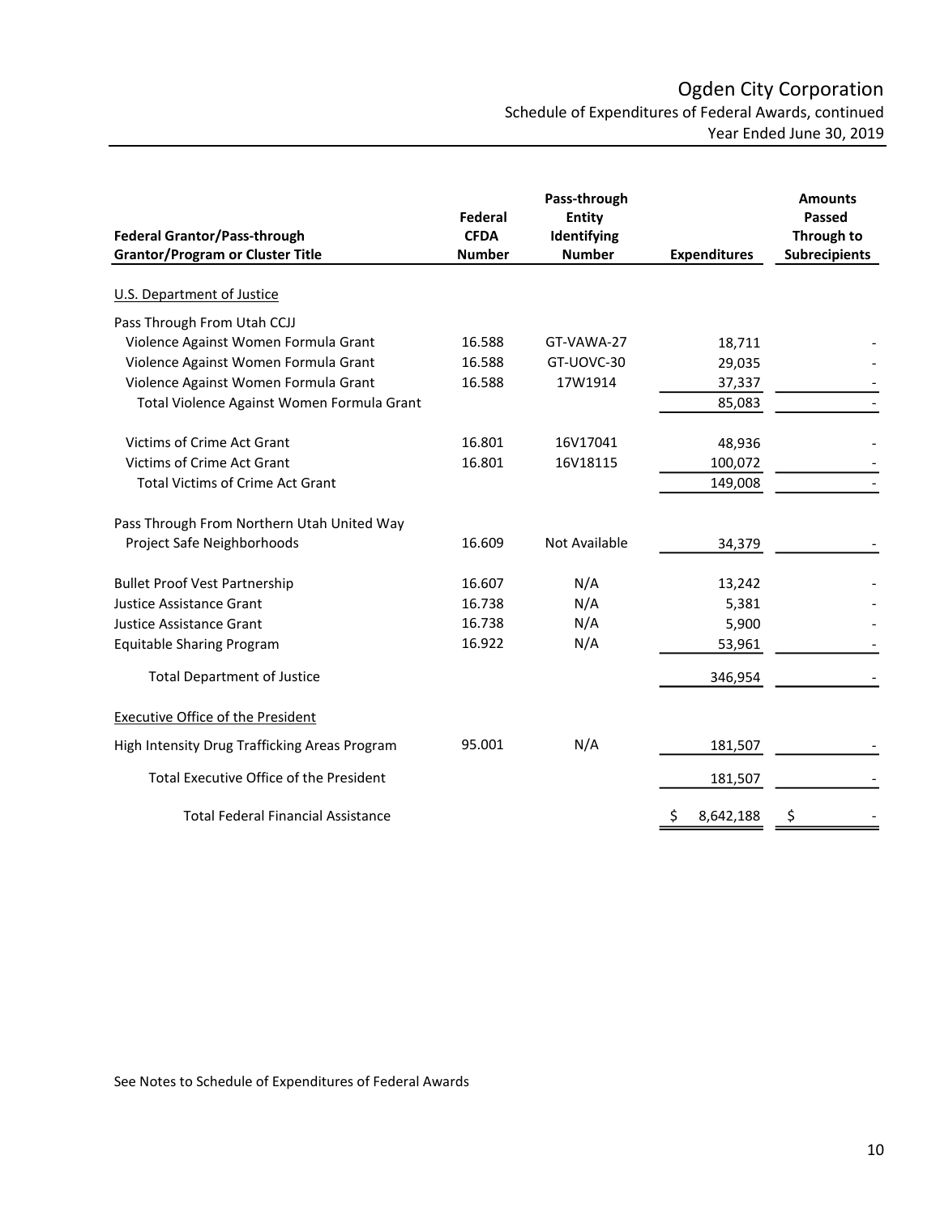# Ogden City Corporation

Schedule of Expenditures of Federal Awards, continued

Year Ended June 30, 2019

| Federal Grantor/Pass-through Grantor/Program or Cluster Title | Federal CFDA Number | Pass-through Entity Identifying Number | Expenditures | Amounts Passed Through to Subrecipients |
|---|---|---|---|---|
| U.S. Department of Justice | | | | |
| Pass Through From Utah CCJJ | | | | |
| Violence Against Women Formula Grant | 16.588 | GT-VAWA-27 | 18,711 | - |
| Violence Against Women Formula Grant | 16.588 | GT-UOVC-30 | 29,035 | - |
| Violence Against Women Formula Grant | 16.588 | 17W1914 | 37,337 | - |
| Total Violence Against Women Formula Grant | | | 85,083 | - |
| Victims of Crime Act Grant | 16.801 | 16V17041 | 48,936 | - |
| Victims of Crime Act Grant | 16.801 | 16V18115 | 100,072 | - |
| Total Victims of Crime Act Grant | | | 149,008 | - |
| Pass Through From Northern Utah United Way | | | | |
| Project Safe Neighborhoods | 16.609 | Not Available | 34,379 | - |
| Bullet Proof Vest Partnership | 16.607 | N/A | 13,242 | - |
| Justice Assistance Grant | 16.738 | N/A | 5,381 | - |
| Justice Assistance Grant | 16.738 | N/A | 5,900 | - |
| Equitable Sharing Program | 16.922 | N/A | 53,961 | - |
| Total Department of Justice | | | 346,954 | - |
| Executive Office of the President | | | | |
| High Intensity Drug Trafficking Areas Program | 95.001 | N/A | 181,507 | - |
| Total Executive Office of the President | | | 181,507 | - |
| Total Federal Financial Assistance | | | $ 8,642,188 | $ - |

See Notes to Schedule of Expenditures of Federal Awards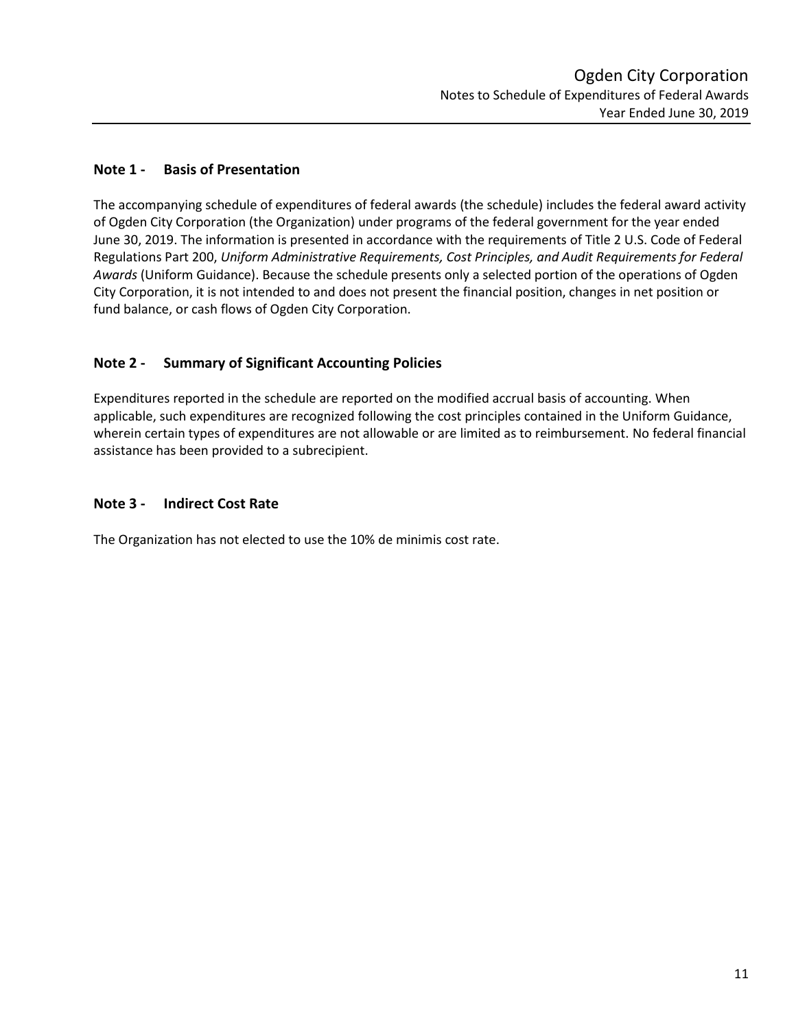# Ogden City Corporation

Notes to Schedule of Expenditures of Federal Awards

Year Ended June 30, 2019

## Note 1 - Basis of Presentation

The accompanying schedule of expenditures of federal awards (the schedule) includes the federal award activity of Ogden City Corporation (the Organization) under programs of the federal government for the year ended June 30, 2019. The information is presented in accordance with the requirements of Title 2 U.S. Code of Federal Regulations Part 200, *Uniform Administrative Requirements, Cost Principles, and Audit Requirements for Federal Awards* (Uniform Guidance). Because the schedule presents only a selected portion of the operations of Ogden City Corporation, it is not intended to and does not present the financial position, changes in net position or fund balance, or cash flows of Ogden City Corporation.

## Note 2 - Summary of Significant Accounting Policies

Expenditures reported in the schedule are reported on the modified accrual basis of accounting. When applicable, such expenditures are recognized following the cost principles contained in the Uniform Guidance, wherein certain types of expenditures are not allowable or are limited as to reimbursement. No federal financial assistance has been provided to a subrecipient.

## Note 3 - Indirect Cost Rate

The Organization has not elected to use the 10% de minimis cost rate.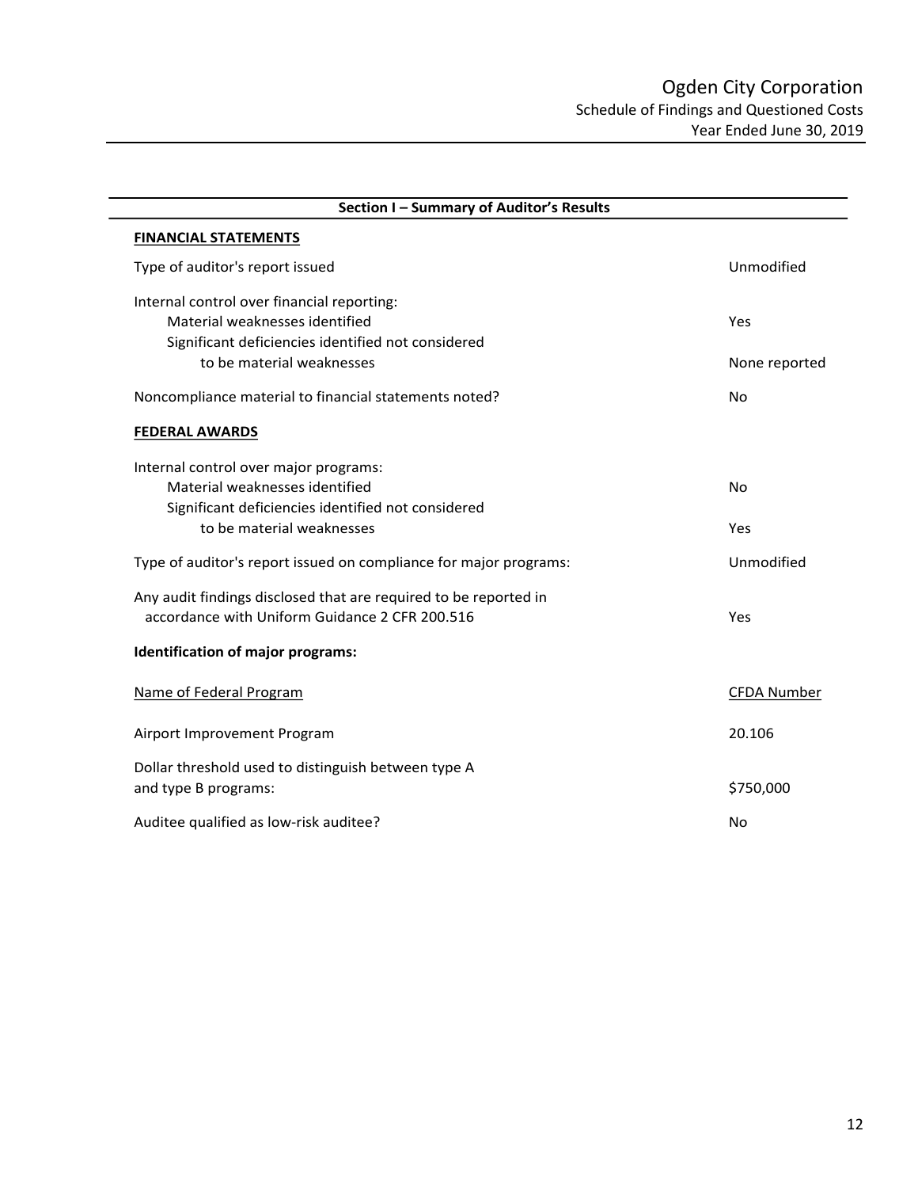# Ogden City Corporation

## Schedule of Findings and Questioned Costs

### Year Ended June 30, 2019

## Section I – Summary of Auditor's Results

**FINANCIAL STATEMENTS**

| | |
|---|---|
| Type of auditor's report issued | Unmodified |
| Internal control over financial reporting: | |
| Material weaknesses identified | Yes |
| Significant deficiencies identified not considered to be material weaknesses | None reported |
| Noncompliance material to financial statements noted? | No |

**FEDERAL AWARDS**

| | |
|---|---|
| Internal control over major programs: | |
| Material weaknesses identified | No |
| Significant deficiencies identified not considered to be material weaknesses | Yes |
| Type of auditor's report issued on compliance for major programs: | Unmodified |
| Any audit findings disclosed that are required to be reported in accordance with Uniform Guidance 2 CFR 200.516 | Yes |

**Identification of major programs:**

| Name of Federal Program | CFDA Number |
|---|---|
| Airport Improvement Program | 20.106 |

| | |
|---|---|
| Dollar threshold used to distinguish between type A and type B programs: | $750,000 |
| Auditee qualified as low-risk auditee? | No |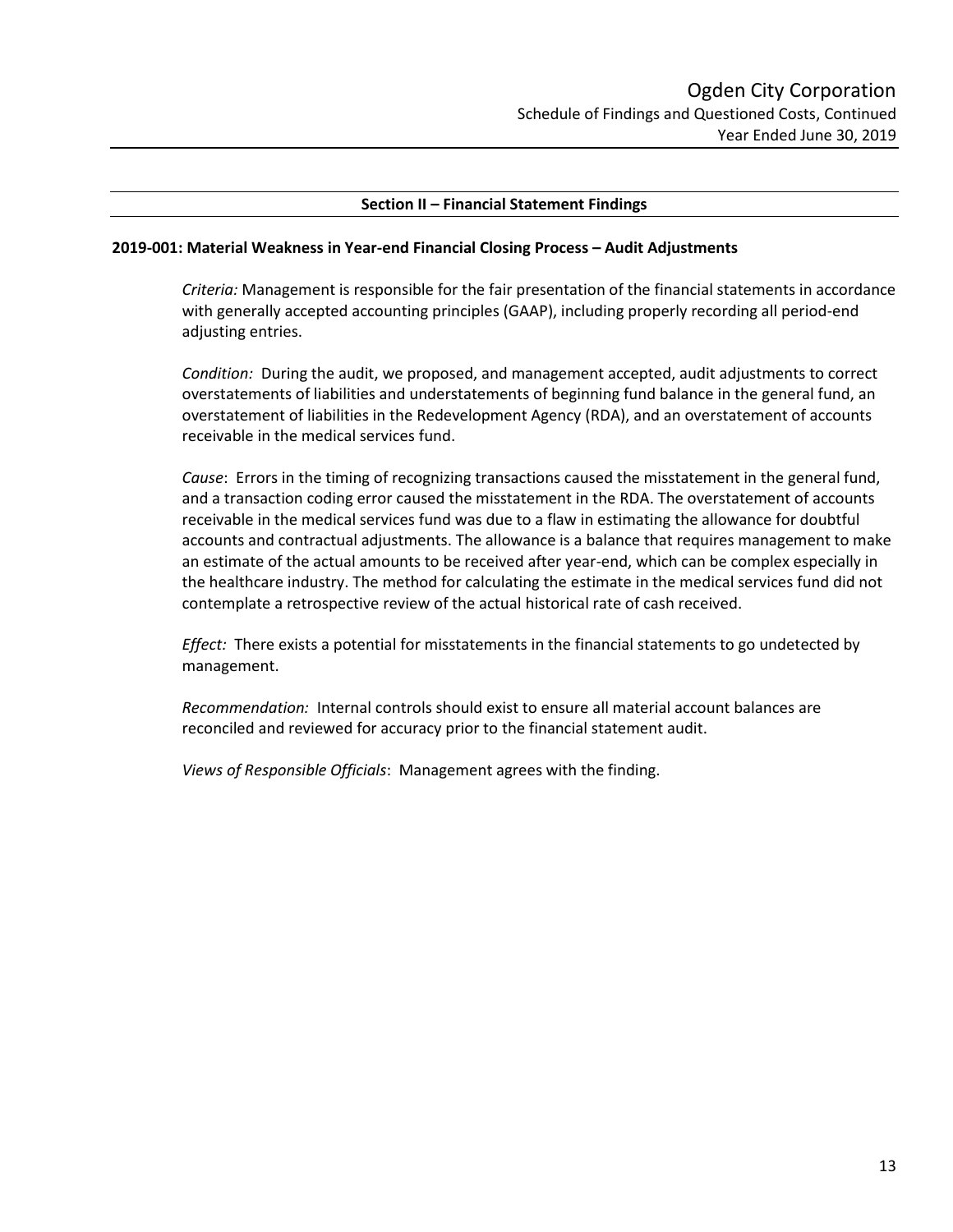## Section II – Financial Statement Findings

### 2019-001: Material Weakness in Year-end Financial Closing Process – Audit Adjustments

*Criteria:* Management is responsible for the fair presentation of the financial statements in accordance with generally accepted accounting principles (GAAP), including properly recording all period-end adjusting entries.

*Condition:* During the audit, we proposed, and management accepted, audit adjustments to correct overstatements of liabilities and understatements of beginning fund balance in the general fund, an overstatement of liabilities in the Redevelopment Agency (RDA), and an overstatement of accounts receivable in the medical services fund.

*Cause*: Errors in the timing of recognizing transactions caused the misstatement in the general fund, and a transaction coding error caused the misstatement in the RDA. The overstatement of accounts receivable in the medical services fund was due to a flaw in estimating the allowance for doubtful accounts and contractual adjustments. The allowance is a balance that requires management to make an estimate of the actual amounts to be received after year-end, which can be complex especially in the healthcare industry. The method for calculating the estimate in the medical services fund did not contemplate a retrospective review of the actual historical rate of cash received.

*Effect:* There exists a potential for misstatements in the financial statements to go undetected by management.

*Recommendation:* Internal controls should exist to ensure all material account balances are reconciled and reviewed for accuracy prior to the financial statement audit.

*Views of Responsible Officials*: Management agrees with the finding.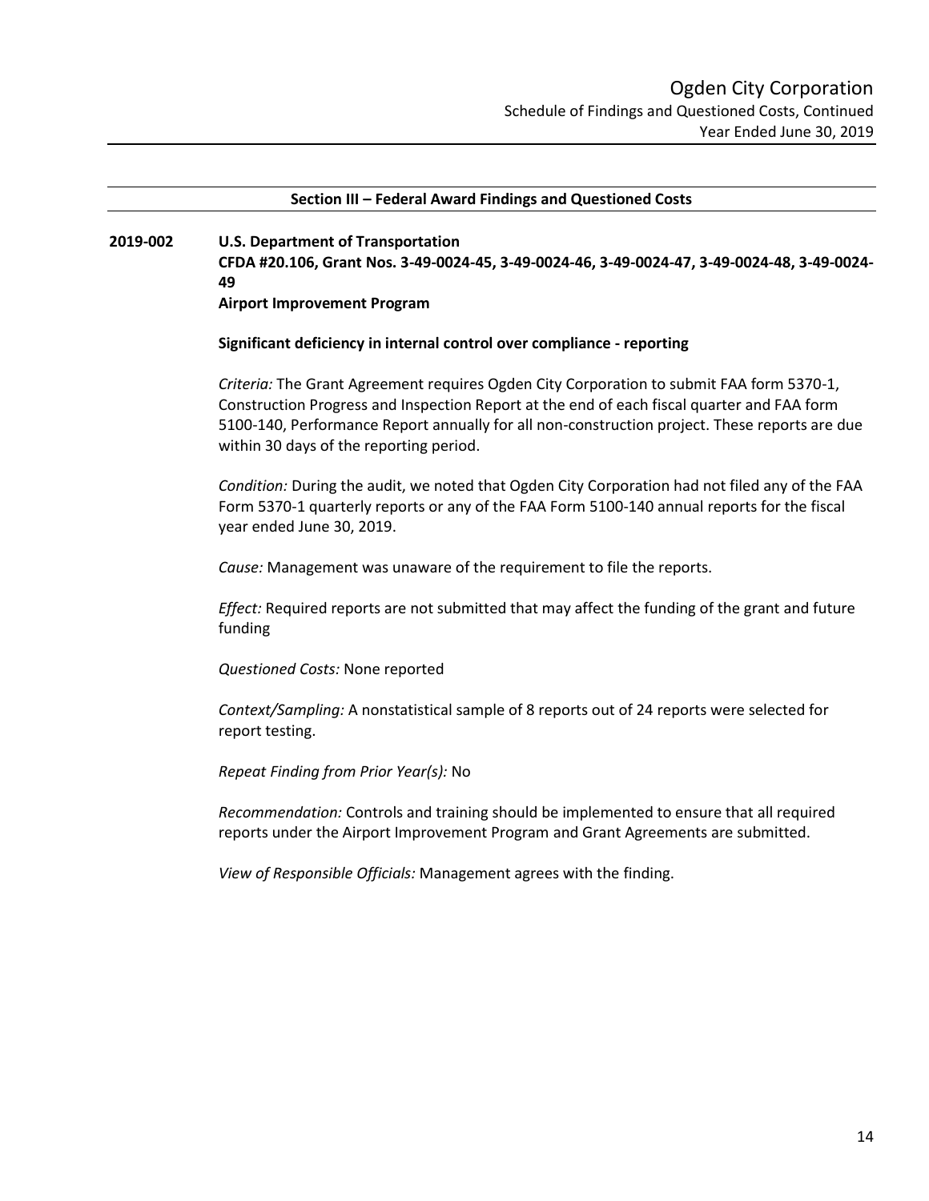## Section III – Federal Award Findings and Questioned Costs

**2019-002 U.S. Department of Transportation**
**CFDA #20.106, Grant Nos. 3-49-0024-45, 3-49-0024-46, 3-49-0024-47, 3-49-0024-48, 3-49-0024-49**
**Airport Improvement Program**

**Significant deficiency in internal control over compliance - reporting**

*Criteria:* The Grant Agreement requires Ogden City Corporation to submit FAA form 5370-1, Construction Progress and Inspection Report at the end of each fiscal quarter and FAA form 5100-140, Performance Report annually for all non-construction project. These reports are due within 30 days of the reporting period.

*Condition:* During the audit, we noted that Ogden City Corporation had not filed any of the FAA Form 5370-1 quarterly reports or any of the FAA Form 5100-140 annual reports for the fiscal year ended June 30, 2019.

*Cause:* Management was unaware of the requirement to file the reports.

*Effect:* Required reports are not submitted that may affect the funding of the grant and future funding

*Questioned Costs:* None reported

*Context/Sampling:* A nonstatistical sample of 8 reports out of 24 reports were selected for report testing.

*Repeat Finding from Prior Year(s):* No

*Recommendation:* Controls and training should be implemented to ensure that all required reports under the Airport Improvement Program and Grant Agreements are submitted.

*View of Responsible Officials:* Management agrees with the finding.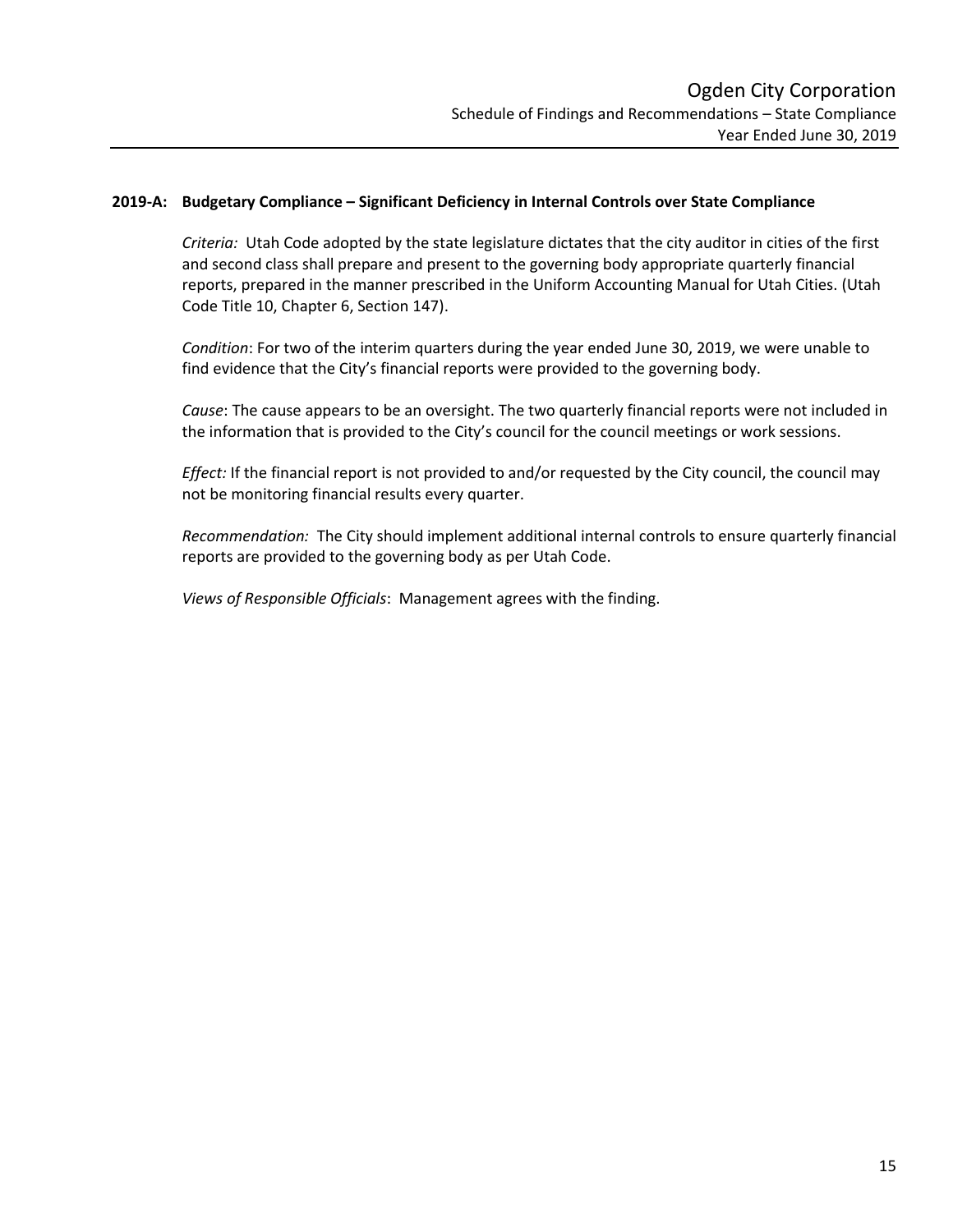**2019-A: Budgetary Compliance – Significant Deficiency in Internal Controls over State Compliance**

*Criteria:* Utah Code adopted by the state legislature dictates that the city auditor in cities of the first and second class shall prepare and present to the governing body appropriate quarterly financial reports, prepared in the manner prescribed in the Uniform Accounting Manual for Utah Cities. (Utah Code Title 10, Chapter 6, Section 147).

*Condition*: For two of the interim quarters during the year ended June 30, 2019, we were unable to find evidence that the City's financial reports were provided to the governing body.

*Cause*: The cause appears to be an oversight. The two quarterly financial reports were not included in the information that is provided to the City's council for the council meetings or work sessions.

*Effect:* If the financial report is not provided to and/or requested by the City council, the council may not be monitoring financial results every quarter.

*Recommendation:* The City should implement additional internal controls to ensure quarterly financial reports are provided to the governing body as per Utah Code.

*Views of Responsible Officials*: Management agrees with the finding.